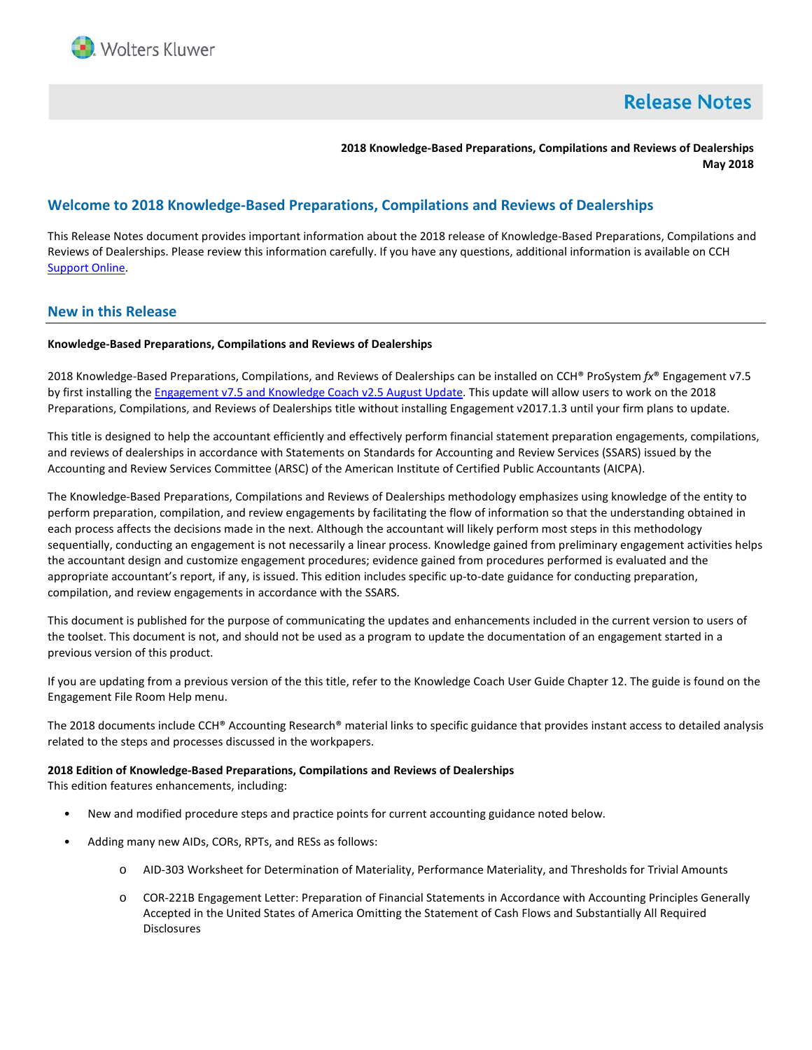# Release Notes

**2018 Knowledge-Based Preparations, Compilations and Reviews of Dealerships**
**May 2018**

## Welcome to 2018 Knowledge-Based Preparations, Compilations and Reviews of Dealerships

This Release Notes document provides important information about the 2018 release of Knowledge-Based Preparations, Compilations and Reviews of Dealerships. Please review this information carefully. If you have any questions, additional information is available on CCH Support Online.

## New in this Release

**Knowledge-Based Preparations, Compilations and Reviews of Dealerships**

2018 Knowledge-Based Preparations, Compilations, and Reviews of Dealerships can be installed on CCH® ProSystem *fx*® Engagement v7.5 by first installing the Engagement v7.5 and Knowledge Coach v2.5 August Update. This update will allow users to work on the 2018 Preparations, Compilations, and Reviews of Dealerships title without installing Engagement v2017.1.3 until your firm plans to update.

This title is designed to help the accountant efficiently and effectively perform financial statement preparation engagements, compilations, and reviews of dealerships in accordance with Statements on Standards for Accounting and Review Services (SSARS) issued by the Accounting and Review Services Committee (ARSC) of the American Institute of Certified Public Accountants (AICPA).

The Knowledge-Based Preparations, Compilations and Reviews of Dealerships methodology emphasizes using knowledge of the entity to perform preparation, compilation, and review engagements by facilitating the flow of information so that the understanding obtained in each process affects the decisions made in the next. Although the accountant will likely perform most steps in this methodology sequentially, conducting an engagement is not necessarily a linear process. Knowledge gained from preliminary engagement activities helps the accountant design and customize engagement procedures; evidence gained from procedures performed is evaluated and the appropriate accountant's report, if any, is issued. This edition includes specific up-to-date guidance for conducting preparation, compilation, and review engagements in accordance with the SSARS.

This document is published for the purpose of communicating the updates and enhancements included in the current version to users of the toolset. This document is not, and should not be used as a program to update the documentation of an engagement started in a previous version of this product.

If you are updating from a previous version of the this title, refer to the Knowledge Coach User Guide Chapter 12. The guide is found on the Engagement File Room Help menu.

The 2018 documents include CCH® Accounting Research® material links to specific guidance that provides instant access to detailed analysis related to the steps and processes discussed in the workpapers.

**2018 Edition of Knowledge-Based Preparations, Compilations and Reviews of Dealerships**
This edition features enhancements, including:

- New and modified procedure steps and practice points for current accounting guidance noted below.
- Adding many new AIDs, CORs, RPTs, and RESs as follows:
    - AID-303 Worksheet for Determination of Materiality, Performance Materiality, and Thresholds for Trivial Amounts
    - COR-221B Engagement Letter: Preparation of Financial Statements in Accordance with Accounting Principles Generally Accepted in the United States of America Omitting the Statement of Cash Flows and Substantially All Required Disclosures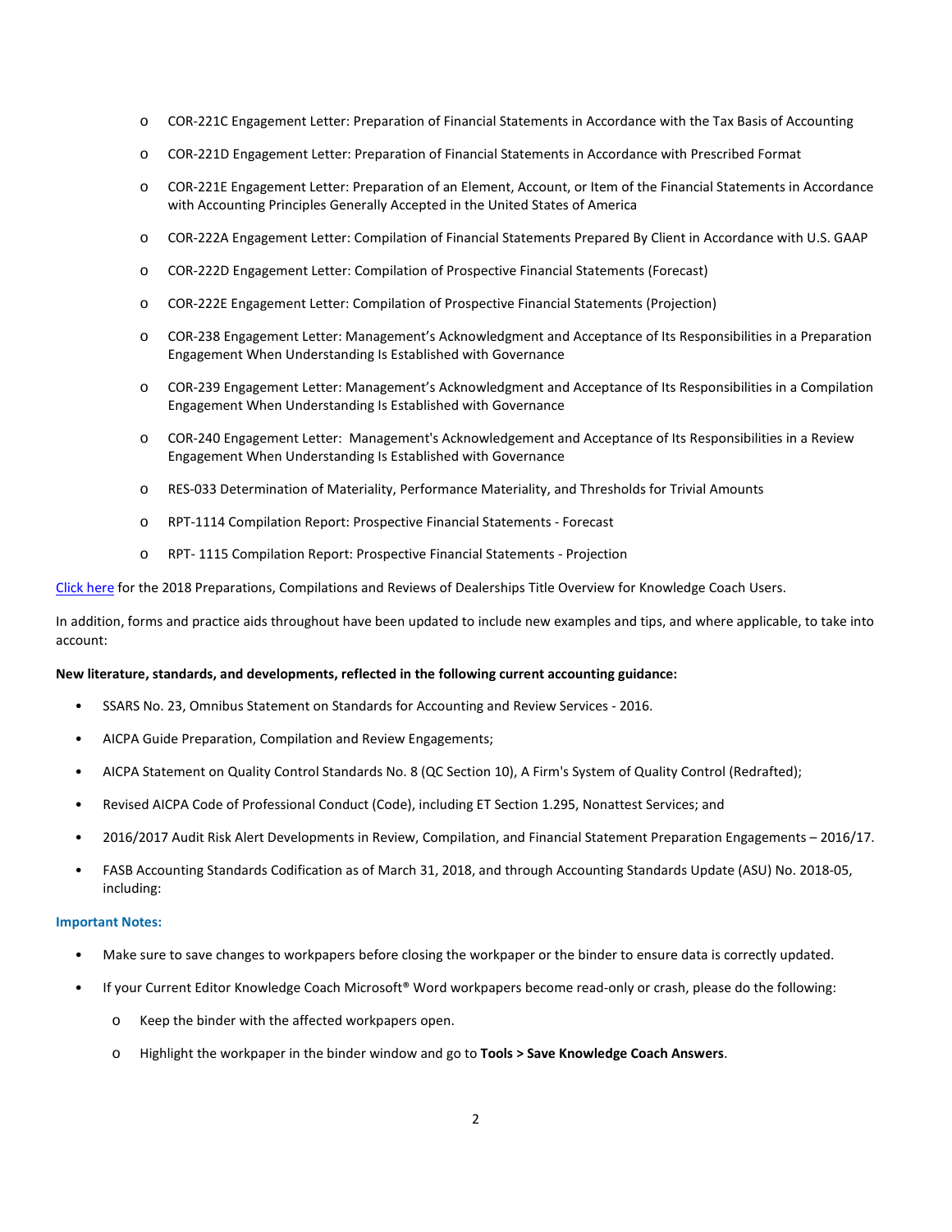- COR-221C Engagement Letter: Preparation of Financial Statements in Accordance with the Tax Basis of Accounting
- COR-221D Engagement Letter: Preparation of Financial Statements in Accordance with Prescribed Format
- COR-221E Engagement Letter: Preparation of an Element, Account, or Item of the Financial Statements in Accordance with Accounting Principles Generally Accepted in the United States of America
- COR-222A Engagement Letter: Compilation of Financial Statements Prepared By Client in Accordance with U.S. GAAP
- COR-222D Engagement Letter: Compilation of Prospective Financial Statements (Forecast)
- COR-222E Engagement Letter: Compilation of Prospective Financial Statements (Projection)
- COR-238 Engagement Letter: Management's Acknowledgment and Acceptance of Its Responsibilities in a Preparation Engagement When Understanding Is Established with Governance
- COR-239 Engagement Letter: Management's Acknowledgment and Acceptance of Its Responsibilities in a Compilation Engagement When Understanding Is Established with Governance
- COR-240 Engagement Letter: Management's Acknowledgement and Acceptance of Its Responsibilities in a Review Engagement When Understanding Is Established with Governance
- RES-033 Determination of Materiality, Performance Materiality, and Thresholds for Trivial Amounts
- RPT-1114 Compilation Report: Prospective Financial Statements - Forecast
- RPT- 1115 Compilation Report: Prospective Financial Statements - Projection

Click here for the 2018 Preparations, Compilations and Reviews of Dealerships Title Overview for Knowledge Coach Users.

In addition, forms and practice aids throughout have been updated to include new examples and tips, and where applicable, to take into account:

**New literature, standards, and developments, reflected in the following current accounting guidance:**

- SSARS No. 23, Omnibus Statement on Standards for Accounting and Review Services - 2016.
- AICPA Guide Preparation, Compilation and Review Engagements;
- AICPA Statement on Quality Control Standards No. 8 (QC Section 10), A Firm's System of Quality Control (Redrafted);
- Revised AICPA Code of Professional Conduct (Code), including ET Section 1.295, Nonattest Services; and
- 2016/2017 Audit Risk Alert Developments in Review, Compilation, and Financial Statement Preparation Engagements – 2016/17.
- FASB Accounting Standards Codification as of March 31, 2018, and through Accounting Standards Update (ASU) No. 2018-05, including:

**Important Notes:**

- Make sure to save changes to workpapers before closing the workpaper or the binder to ensure data is correctly updated.
- If your Current Editor Knowledge Coach Microsoft® Word workpapers become read-only or crash, please do the following:
  - Keep the binder with the affected workpapers open.
  - Highlight the workpaper in the binder window and go to **Tools > Save Knowledge Coach Answers**.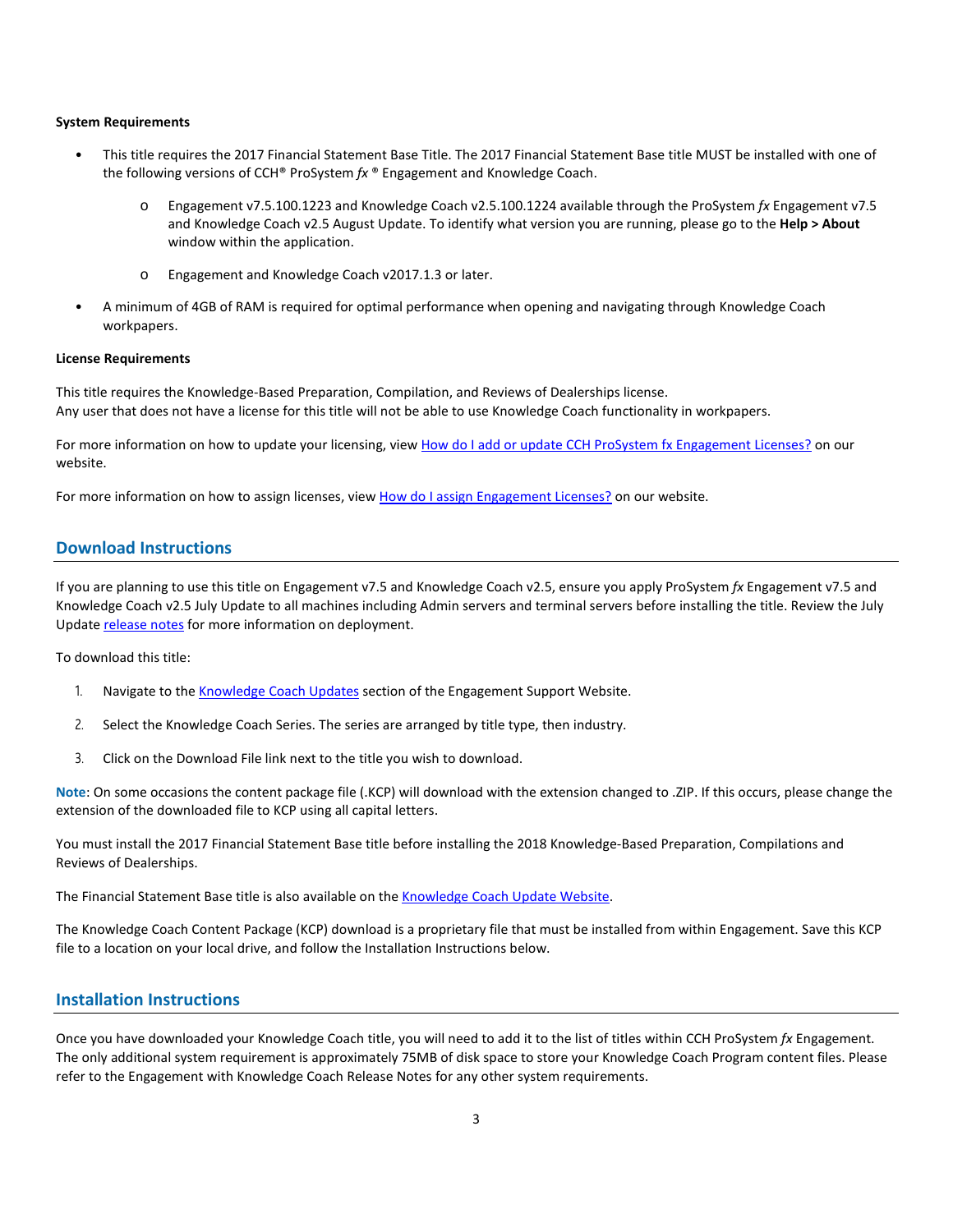**System Requirements**

- This title requires the 2017 Financial Statement Base Title. The 2017 Financial Statement Base title MUST be installed with one of the following versions of CCH® ProSystem *fx* ® Engagement and Knowledge Coach.
  - Engagement v7.5.100.1223 and Knowledge Coach v2.5.100.1224 available through the ProSystem *fx* Engagement v7.5 and Knowledge Coach v2.5 August Update. To identify what version you are running, please go to the **Help > About** window within the application.
  - Engagement and Knowledge Coach v2017.1.3 or later.
- A minimum of 4GB of RAM is required for optimal performance when opening and navigating through Knowledge Coach workpapers.

**License Requirements**

This title requires the Knowledge-Based Preparation, Compilation, and Reviews of Dealerships license.
Any user that does not have a license for this title will not be able to use Knowledge Coach functionality in workpapers.

For more information on how to update your licensing, view How do I add or update CCH ProSystem fx Engagement Licenses? on our website.

For more information on how to assign licenses, view How do I assign Engagement Licenses? on our website.

## Download Instructions

If you are planning to use this title on Engagement v7.5 and Knowledge Coach v2.5, ensure you apply ProSystem *fx* Engagement v7.5 and Knowledge Coach v2.5 July Update to all machines including Admin servers and terminal servers before installing the title. Review the July Update release notes for more information on deployment.

To download this title:

1. Navigate to the Knowledge Coach Updates section of the Engagement Support Website.
2. Select the Knowledge Coach Series. The series are arranged by title type, then industry.
3. Click on the Download File link next to the title you wish to download.

**Note**: On some occasions the content package file (.KCP) will download with the extension changed to .ZIP. If this occurs, please change the extension of the downloaded file to KCP using all capital letters.

You must install the 2017 Financial Statement Base title before installing the 2018 Knowledge-Based Preparation, Compilations and Reviews of Dealerships.

The Financial Statement Base title is also available on the Knowledge Coach Update Website.

The Knowledge Coach Content Package (KCP) download is a proprietary file that must be installed from within Engagement. Save this KCP file to a location on your local drive, and follow the Installation Instructions below.

## Installation Instructions

Once you have downloaded your Knowledge Coach title, you will need to add it to the list of titles within CCH ProSystem *fx* Engagement. The only additional system requirement is approximately 75MB of disk space to store your Knowledge Coach Program content files. Please refer to the Engagement with Knowledge Coach Release Notes for any other system requirements.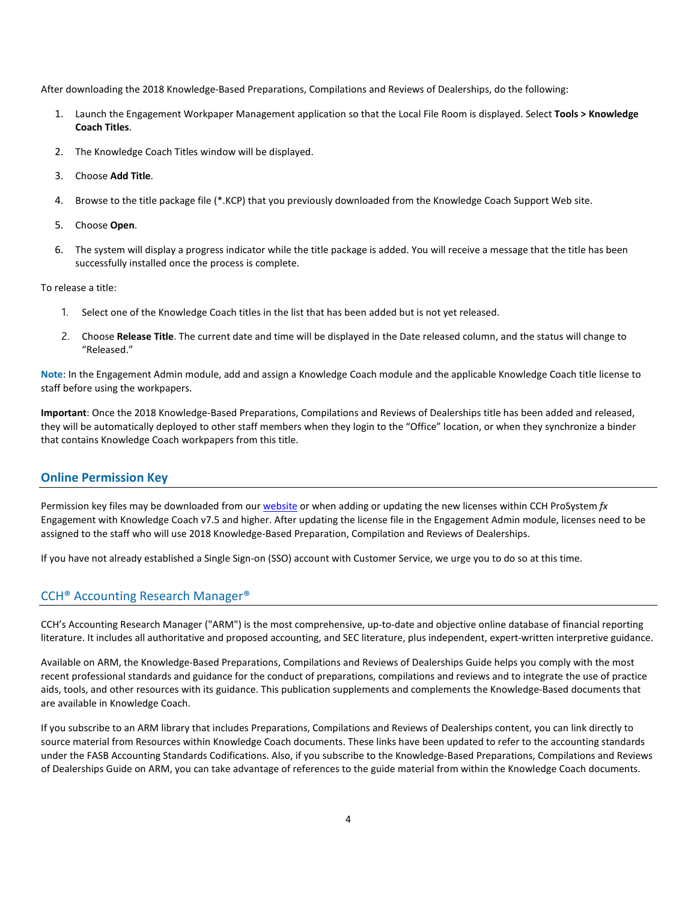After downloading the 2018 Knowledge-Based Preparations, Compilations and Reviews of Dealerships, do the following:

1. Launch the Engagement Workpaper Management application so that the Local File Room is displayed. Select **Tools > Knowledge Coach Titles**.
2. The Knowledge Coach Titles window will be displayed.
3. Choose **Add Title**.
4. Browse to the title package file (*.KCP) that you previously downloaded from the Knowledge Coach Support Web site.
5. Choose **Open**.
6. The system will display a progress indicator while the title package is added. You will receive a message that the title has been successfully installed once the process is complete.

To release a title:

1. Select one of the Knowledge Coach titles in the list that has been added but is not yet released.
2. Choose **Release Title**. The current date and time will be displayed in the Date released column, and the status will change to "Released."

**Note**: In the Engagement Admin module, add and assign a Knowledge Coach module and the applicable Knowledge Coach title license to staff before using the workpapers.

**Important**: Once the 2018 Knowledge-Based Preparations, Compilations and Reviews of Dealerships title has been added and released, they will be automatically deployed to other staff members when they login to the "Office" location, or when they synchronize a binder that contains Knowledge Coach workpapers from this title.

## Online Permission Key

Permission key files may be downloaded from our website or when adding or updating the new licenses within CCH ProSystem *fx* Engagement with Knowledge Coach v7.5 and higher. After updating the license file in the Engagement Admin module, licenses need to be assigned to the staff who will use 2018 Knowledge-Based Preparation, Compilation and Reviews of Dealerships.

If you have not already established a Single Sign-on (SSO) account with Customer Service, we urge you to do so at this time.

## CCH® Accounting Research Manager®

CCH's Accounting Research Manager ("ARM") is the most comprehensive, up-to-date and objective online database of financial reporting literature. It includes all authoritative and proposed accounting, and SEC literature, plus independent, expert-written interpretive guidance.

Available on ARM, the Knowledge-Based Preparations, Compilations and Reviews of Dealerships Guide helps you comply with the most recent professional standards and guidance for the conduct of preparations, compilations and reviews and to integrate the use of practice aids, tools, and other resources with its guidance. This publication supplements and complements the Knowledge-Based documents that are available in Knowledge Coach.

If you subscribe to an ARM library that includes Preparations, Compilations and Reviews of Dealerships content, you can link directly to source material from Resources within Knowledge Coach documents. These links have been updated to refer to the accounting standards under the FASB Accounting Standards Codifications. Also, if you subscribe to the Knowledge-Based Preparations, Compilations and Reviews of Dealerships Guide on ARM, you can take advantage of references to the guide material from within the Knowledge Coach documents.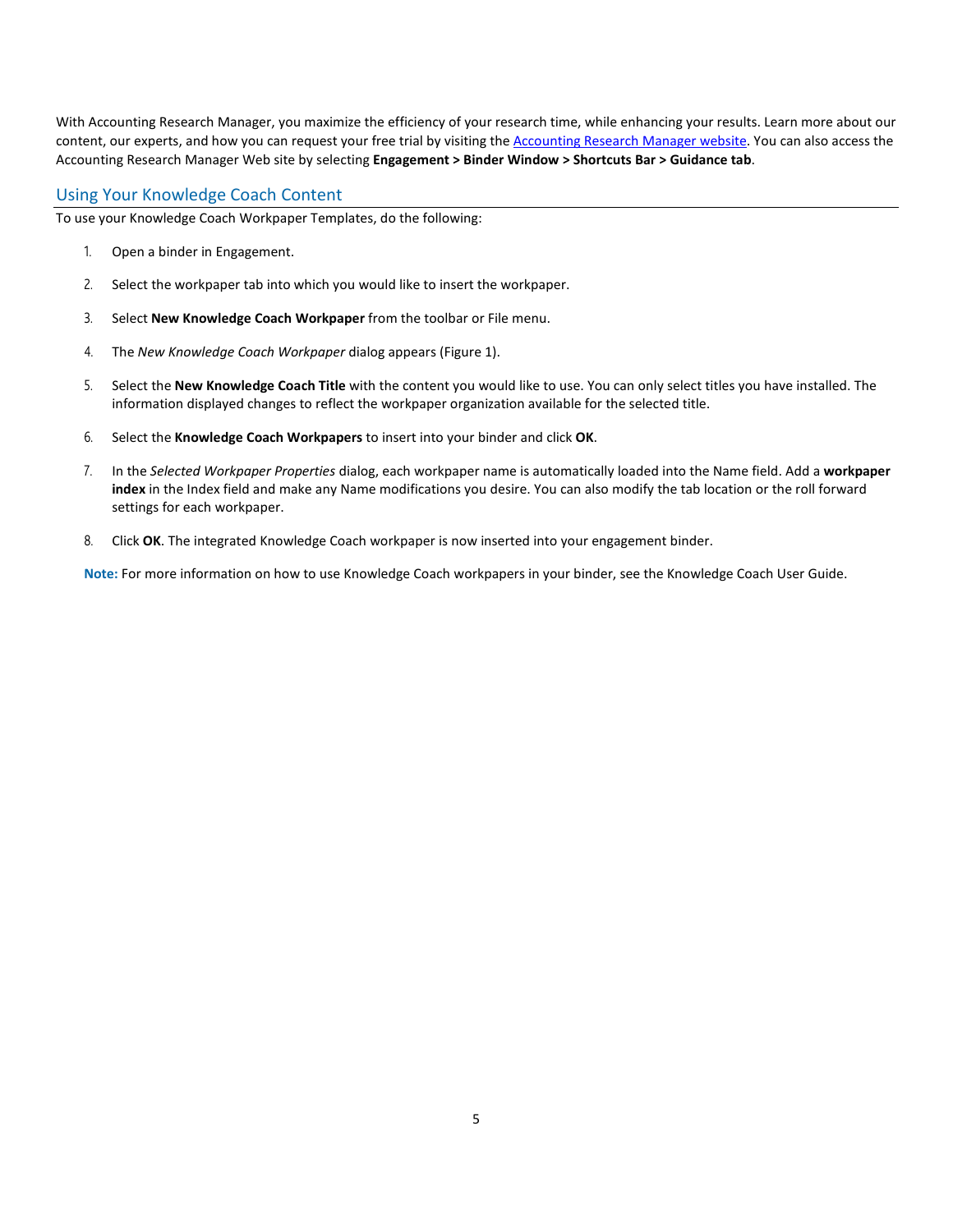With Accounting Research Manager, you maximize the efficiency of your research time, while enhancing your results. Learn more about our content, our experts, and how you can request your free trial by visiting the [Accounting Research Manager website](). You can also access the Accounting Research Manager Web site by selecting **Engagement > Binder Window > Shortcuts Bar > Guidance tab**.

## Using Your Knowledge Coach Content

To use your Knowledge Coach Workpaper Templates, do the following:

1. Open a binder in Engagement.
2. Select the workpaper tab into which you would like to insert the workpaper.
3. Select **New Knowledge Coach Workpaper** from the toolbar or File menu.
4. The *New Knowledge Coach Workpaper* dialog appears (Figure 1).
5. Select the **New Knowledge Coach Title** with the content you would like to use. You can only select titles you have installed. The information displayed changes to reflect the workpaper organization available for the selected title.
6. Select the **Knowledge Coach Workpapers** to insert into your binder and click **OK**.
7. In the *Selected Workpaper Properties* dialog, each workpaper name is automatically loaded into the Name field. Add a **workpaper index** in the Index field and make any Name modifications you desire. You can also modify the tab location or the roll forward settings for each workpaper.
8. Click **OK**. The integrated Knowledge Coach workpaper is now inserted into your engagement binder.

**Note:** For more information on how to use Knowledge Coach workpapers in your binder, see the Knowledge Coach User Guide.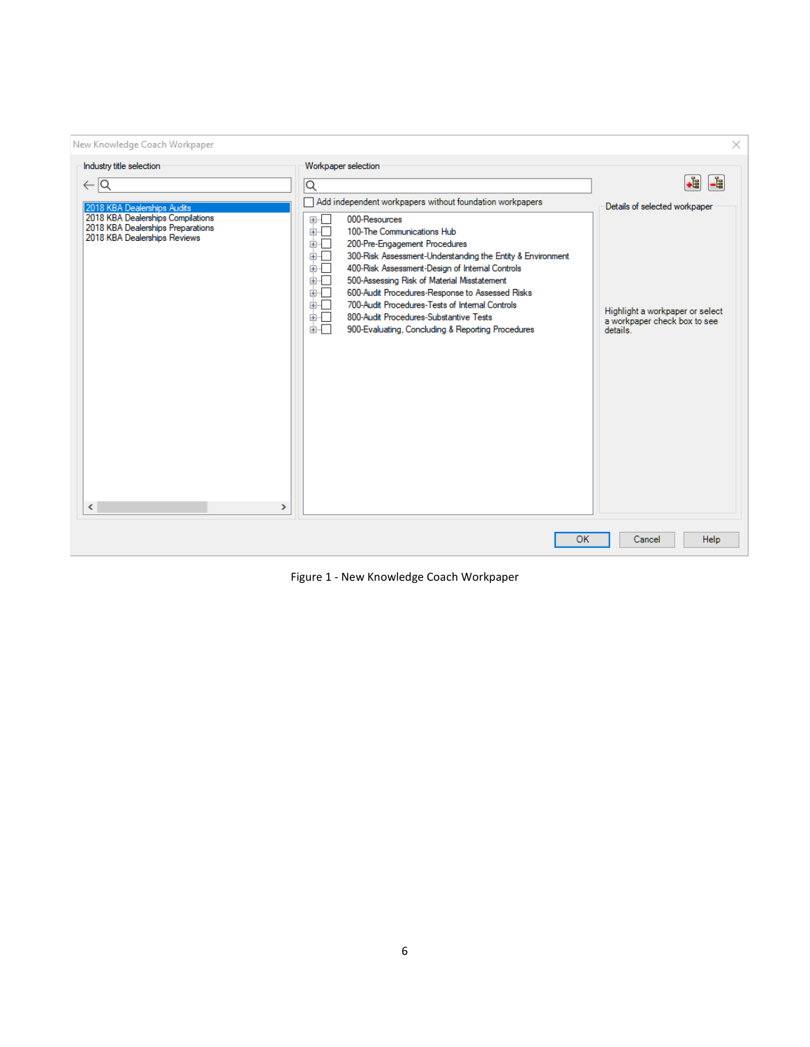New Knowledge Coach Workpaper

Industry title selection

- 2018 KBA Dealerships Audits
- 2018 KBA Dealerships Compilations
- 2018 KBA Dealerships Preparations
- 2018 KBA Dealerships Reviews

Workpaper selection

Add independent workpapers without foundation workpapers

- 000-Resources
- 100-The Communications Hub
- 200-Pre-Engagement Procedures
- 300-Risk Assessment-Understanding the Entity & Environment
- 400-Risk Assessment-Design of Internal Controls
- 500-Assessing Risk of Material Misstatement
- 600-Audit Procedures-Response to Assessed Risks
- 700-Audit Procedures-Tests of Internal Controls
- 800-Audit Procedures-Substantive Tests
- 900-Evaluating, Concluding & Reporting Procedures

Details of selected workpaper

Highlight a workpaper or select a workpaper check box to see details.

OK Cancel Help

Figure 1 - New Knowledge Coach Workpaper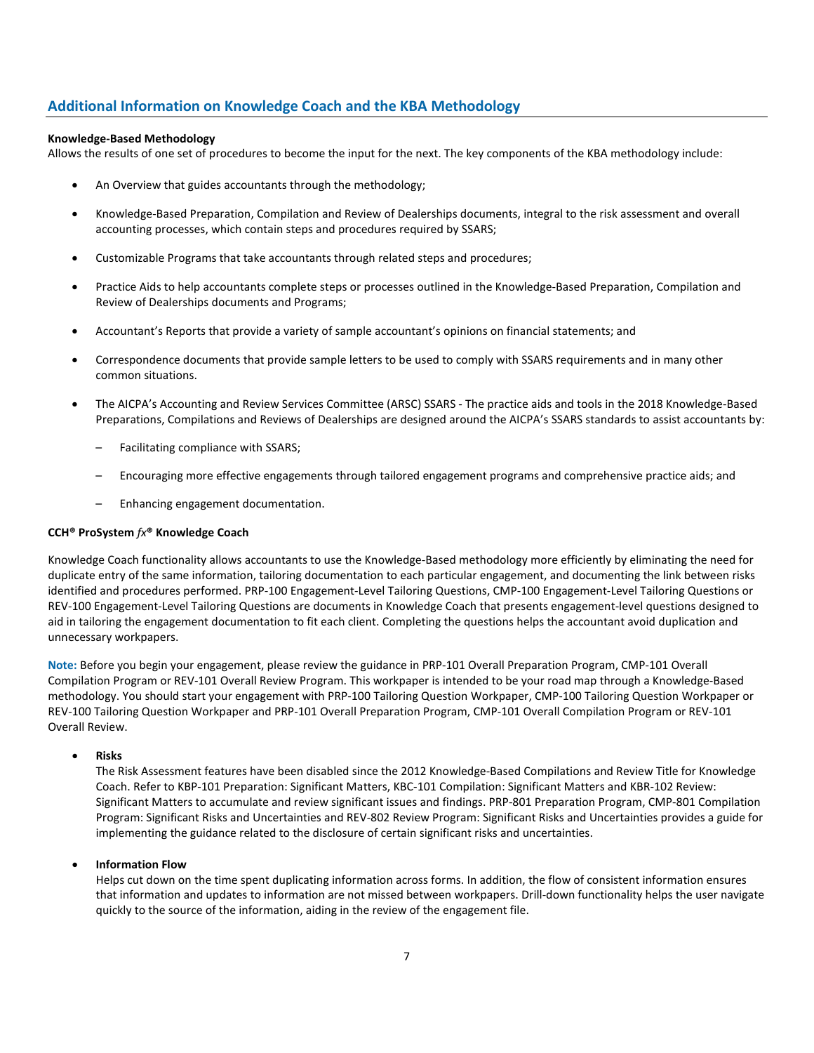## Additional Information on Knowledge Coach and the KBA Methodology

**Knowledge-Based Methodology**

Allows the results of one set of procedures to become the input for the next. The key components of the KBA methodology include:

- An Overview that guides accountants through the methodology;
- Knowledge-Based Preparation, Compilation and Review of Dealerships documents, integral to the risk assessment and overall accounting processes, which contain steps and procedures required by SSARS;
- Customizable Programs that take accountants through related steps and procedures;
- Practice Aids to help accountants complete steps or processes outlined in the Knowledge-Based Preparation, Compilation and Review of Dealerships documents and Programs;
- Accountant's Reports that provide a variety of sample accountant's opinions on financial statements; and
- Correspondence documents that provide sample letters to be used to comply with SSARS requirements and in many other common situations.
- The AICPA's Accounting and Review Services Committee (ARSC) SSARS - The practice aids and tools in the 2018 Knowledge-Based Preparations, Compilations and Reviews of Dealerships are designed around the AICPA's SSARS standards to assist accountants by:
  - Facilitating compliance with SSARS;
  - Encouraging more effective engagements through tailored engagement programs and comprehensive practice aids; and
  - Enhancing engagement documentation.

**CCH® ProSystem *fx*® Knowledge Coach**

Knowledge Coach functionality allows accountants to use the Knowledge-Based methodology more efficiently by eliminating the need for duplicate entry of the same information, tailoring documentation to each particular engagement, and documenting the link between risks identified and procedures performed. PRP-100 Engagement-Level Tailoring Questions, CMP-100 Engagement-Level Tailoring Questions or REV-100 Engagement-Level Tailoring Questions are documents in Knowledge Coach that presents engagement-level questions designed to aid in tailoring the engagement documentation to fit each client. Completing the questions helps the accountant avoid duplication and unnecessary workpapers.

**Note:** Before you begin your engagement, please review the guidance in PRP-101 Overall Preparation Program, CMP-101 Overall Compilation Program or REV-101 Overall Review Program. This workpaper is intended to be your road map through a Knowledge-Based methodology. You should start your engagement with PRP-100 Tailoring Question Workpaper, CMP-100 Tailoring Question Workpaper or REV-100 Tailoring Question Workpaper and PRP-101 Overall Preparation Program, CMP-101 Overall Compilation Program or REV-101 Overall Review.

- **Risks**
  The Risk Assessment features have been disabled since the 2012 Knowledge-Based Compilations and Review Title for Knowledge Coach. Refer to KBP-101 Preparation: Significant Matters, KBC-101 Compilation: Significant Matters and KBR-102 Review: Significant Matters to accumulate and review significant issues and findings. PRP-801 Preparation Program, CMP-801 Compilation Program: Significant Risks and Uncertainties and REV-802 Review Program: Significant Risks and Uncertainties provides a guide for implementing the guidance related to the disclosure of certain significant risks and uncertainties.

- **Information Flow**
  Helps cut down on the time spent duplicating information across forms. In addition, the flow of consistent information ensures that information and updates to information are not missed between workpapers. Drill-down functionality helps the user navigate quickly to the source of the information, aiding in the review of the engagement file.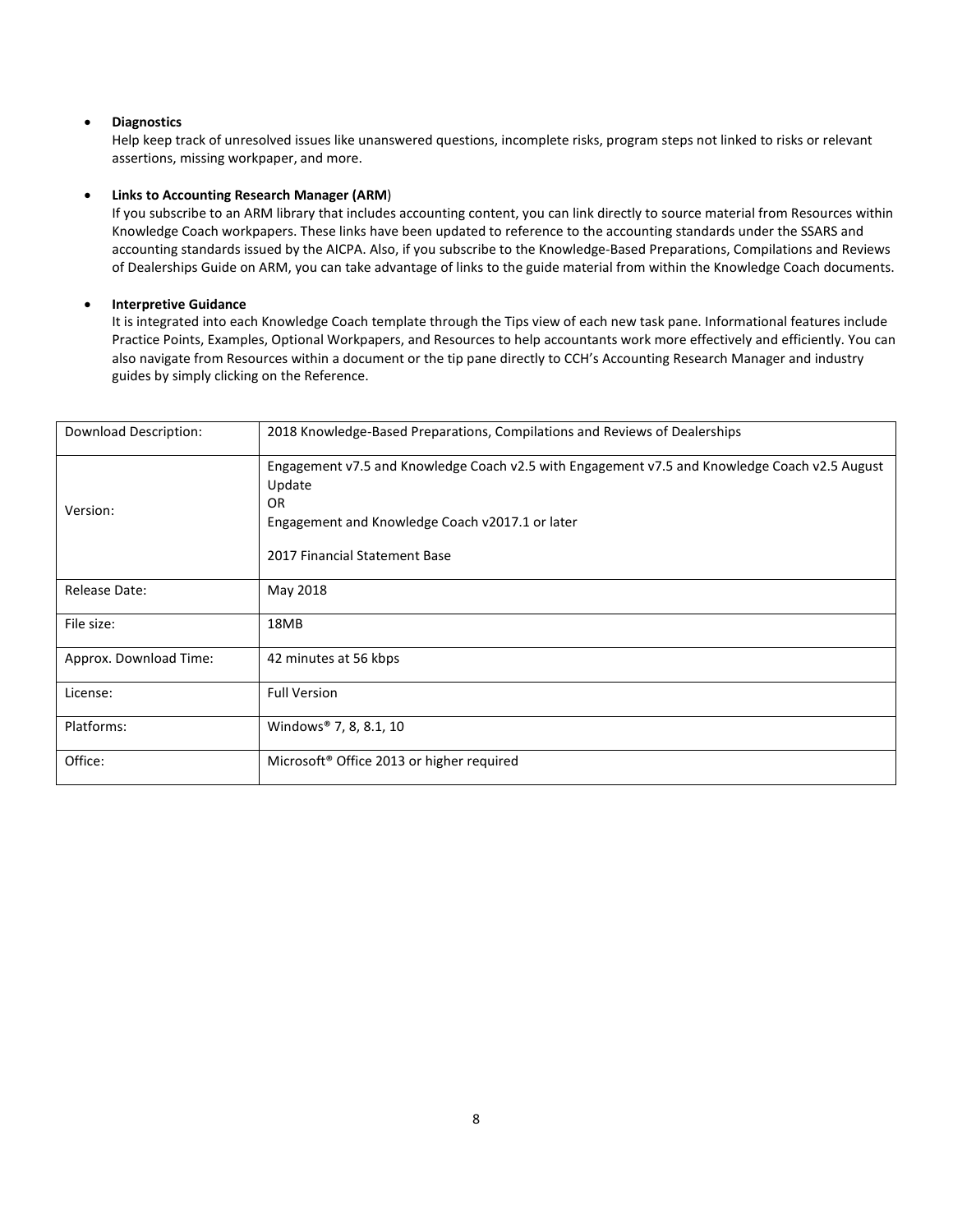- **Diagnostics**
  Help keep track of unresolved issues like unanswered questions, incomplete risks, program steps not linked to risks or relevant assertions, missing workpaper, and more.

- **Links to Accounting Research Manager (ARM**)
  If you subscribe to an ARM library that includes accounting content, you can link directly to source material from Resources within Knowledge Coach workpapers. These links have been updated to reference to the accounting standards under the SSARS and accounting standards issued by the AICPA. Also, if you subscribe to the Knowledge-Based Preparations, Compilations and Reviews of Dealerships Guide on ARM, you can take advantage of links to the guide material from within the Knowledge Coach documents.

- **Interpretive Guidance**
  It is integrated into each Knowledge Coach template through the Tips view of each new task pane. Informational features include Practice Points, Examples, Optional Workpapers, and Resources to help accountants work more effectively and efficiently. You can also navigate from Resources within a document or the tip pane directly to CCH's Accounting Research Manager and industry guides by simply clicking on the Reference.

| | |
|---|---|
| Download Description: | 2018 Knowledge-Based Preparations, Compilations and Reviews of Dealerships |
| Version: | Engagement v7.5 and Knowledge Coach v2.5 with Engagement v7.5 and Knowledge Coach v2.5 August Update<br>OR<br>Engagement and Knowledge Coach v2017.1 or later<br><br>2017 Financial Statement Base |
| Release Date: | May 2018 |
| File size: | 18MB |
| Approx. Download Time: | 42 minutes at 56 kbps |
| License: | Full Version |
| Platforms: | Windows® 7, 8, 8.1, 10 |
| Office: | Microsoft® Office 2013 or higher required |